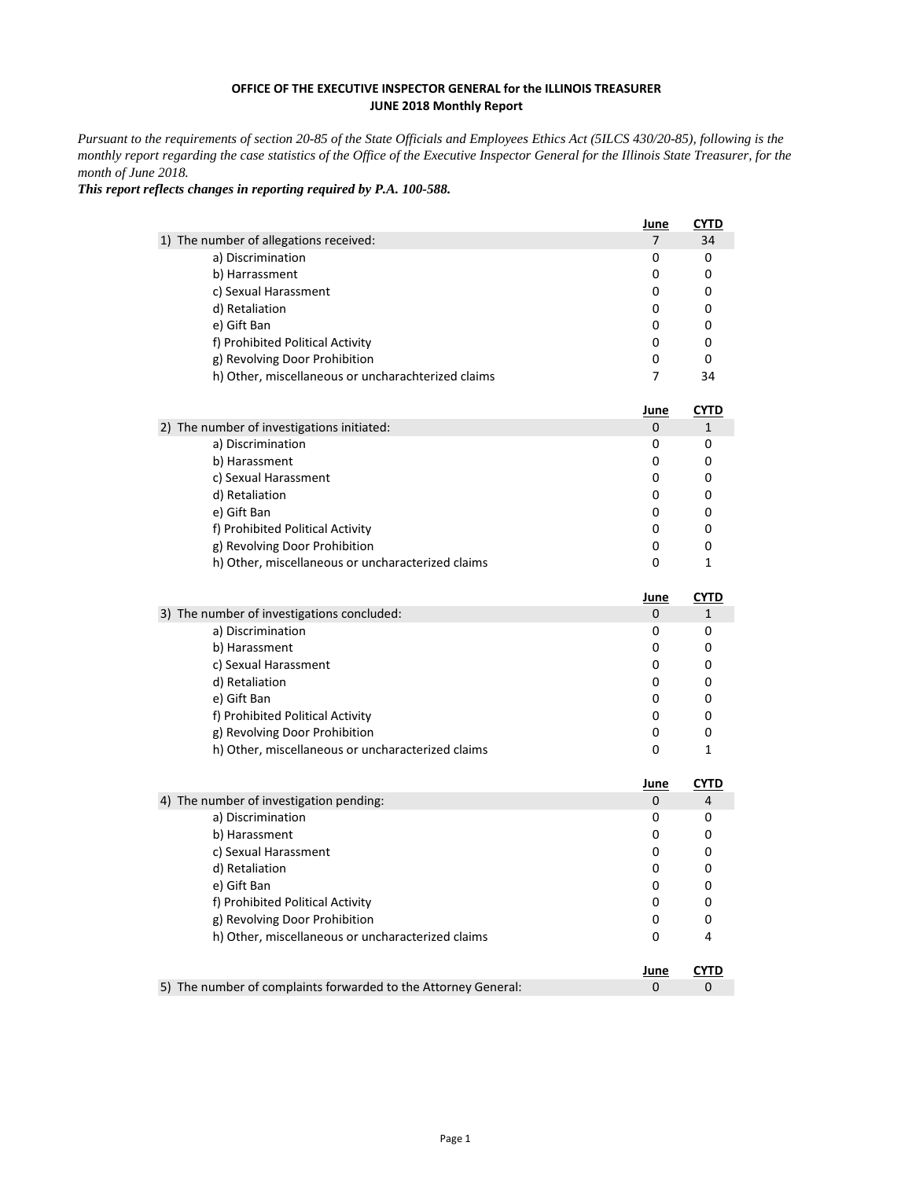**OFFICE OF THE EXECUTIVE INSPECTOR GENERAL for the ILLINOIS TREASURER**
**JUNE 2018 Monthly Report**

*Pursuant to the requirements of section 20-85 of the State Officials and Employees Ethics Act (5ILCS 430/20-85), following is the monthly report regarding the case statistics of the Office of the Executive Inspector General for the Illinois State Treasurer, for the month of June 2018.*

***This report reflects changes in reporting required by P.A. 100-588.***

| | June | CYTD |
|---|---|---|
| 1) The number of allegations received: | 7 | 34 |
| a) Discrimination | 0 | 0 |
| b) Harrassment | 0 | 0 |
| c) Sexual Harassment | 0 | 0 |
| d) Retaliation | 0 | 0 |
| e) Gift Ban | 0 | 0 |
| f) Prohibited Political Activity | 0 | 0 |
| g) Revolving Door Prohibition | 0 | 0 |
| h) Other, miscellaneous or uncharachterized claims | 7 | 34 |

| | June | CYTD |
|---|---|---|
| 2) The number of investigations initiated: | 0 | 1 |
| a) Discrimination | 0 | 0 |
| b) Harassment | 0 | 0 |
| c) Sexual Harassment | 0 | 0 |
| d) Retaliation | 0 | 0 |
| e) Gift Ban | 0 | 0 |
| f) Prohibited Political Activity | 0 | 0 |
| g) Revolving Door Prohibition | 0 | 0 |
| h) Other, miscellaneous or uncharacterized claims | 0 | 1 |

| | June | CYTD |
|---|---|---|
| 3) The number of investigations concluded: | 0 | 1 |
| a) Discrimination | 0 | 0 |
| b) Harassment | 0 | 0 |
| c) Sexual Harassment | 0 | 0 |
| d) Retaliation | 0 | 0 |
| e) Gift Ban | 0 | 0 |
| f) Prohibited Political Activity | 0 | 0 |
| g) Revolving Door Prohibition | 0 | 0 |
| h) Other, miscellaneous or uncharacterized claims | 0 | 1 |

| | June | CYTD |
|---|---|---|
| 4) The number of investigation pending: | 0 | 4 |
| a) Discrimination | 0 | 0 |
| b) Harassment | 0 | 0 |
| c) Sexual Harassment | 0 | 0 |
| d) Retaliation | 0 | 0 |
| e) Gift Ban | 0 | 0 |
| f) Prohibited Political Activity | 0 | 0 |
| g) Revolving Door Prohibition | 0 | 0 |
| h) Other, miscellaneous or uncharacterized claims | 0 | 4 |

| | June | CYTD |
|---|---|---|
| 5) The number of complaints forwarded to the Attorney General: | 0 | 0 |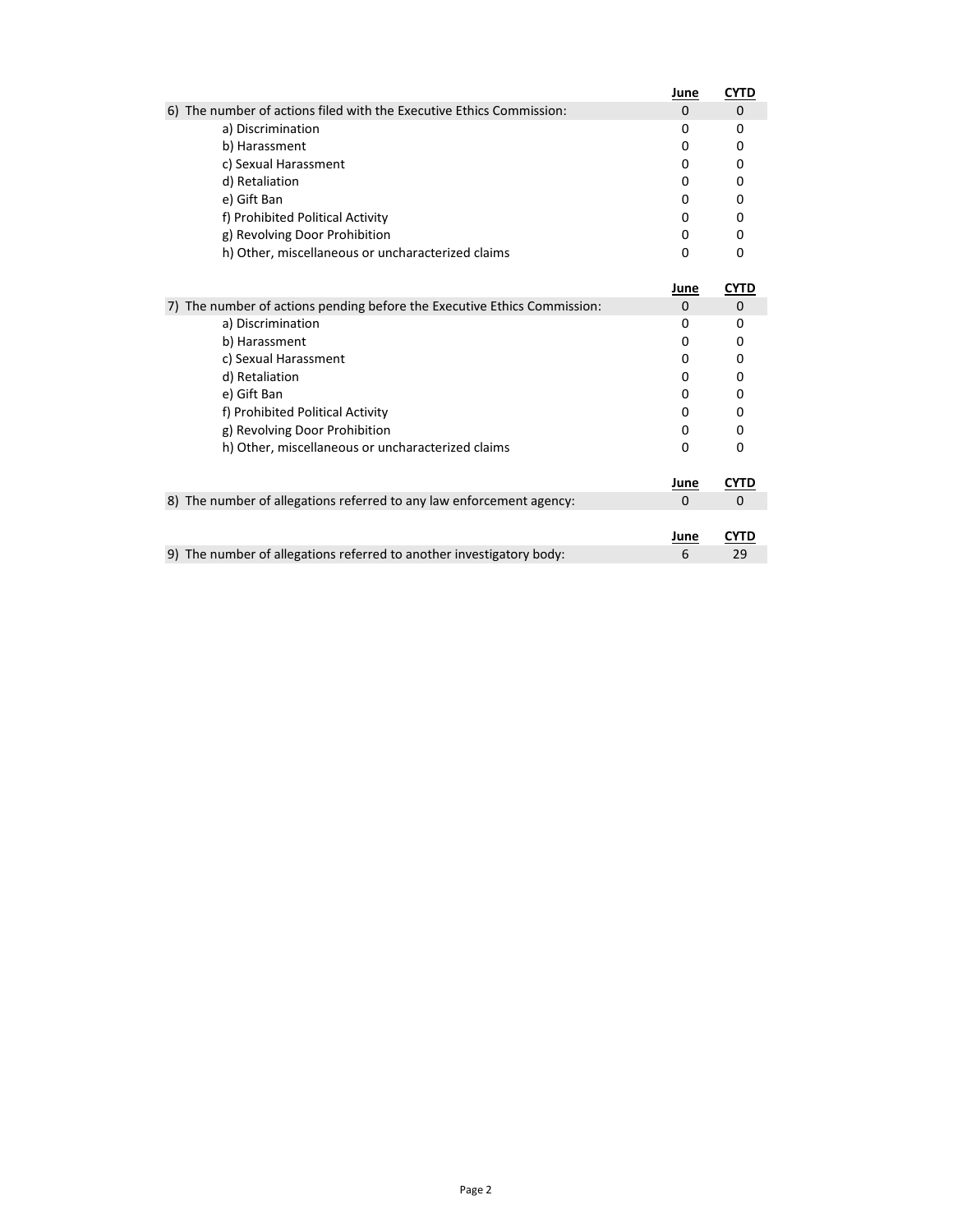| | June | CYTD |
|---|---|---|
| 6) The number of actions filed with the Executive Ethics Commission: | 0 | 0 |
| a) Discrimination | 0 | 0 |
| b) Harassment | 0 | 0 |
| c) Sexual Harassment | 0 | 0 |
| d) Retaliation | 0 | 0 |
| e) Gift Ban | 0 | 0 |
| f) Prohibited Political Activity | 0 | 0 |
| g) Revolving Door Prohibition | 0 | 0 |
| h) Other, miscellaneous or uncharacterized claims | 0 | 0 |

| | June | CYTD |
|---|---|---|
| 7) The number of actions pending before the Executive Ethics Commission: | 0 | 0 |
| a) Discrimination | 0 | 0 |
| b) Harassment | 0 | 0 |
| c) Sexual Harassment | 0 | 0 |
| d) Retaliation | 0 | 0 |
| e) Gift Ban | 0 | 0 |
| f) Prohibited Political Activity | 0 | 0 |
| g) Revolving Door Prohibition | 0 | 0 |
| h) Other, miscellaneous or uncharacterized claims | 0 | 0 |

| | June | CYTD |
|---|---|---|
| 8) The number of allegations referred to any law enforcement agency: | 0 | 0 |

| | June | CYTD |
|---|---|---|
| 9) The number of allegations referred to another investigatory body: | 6 | 29 |